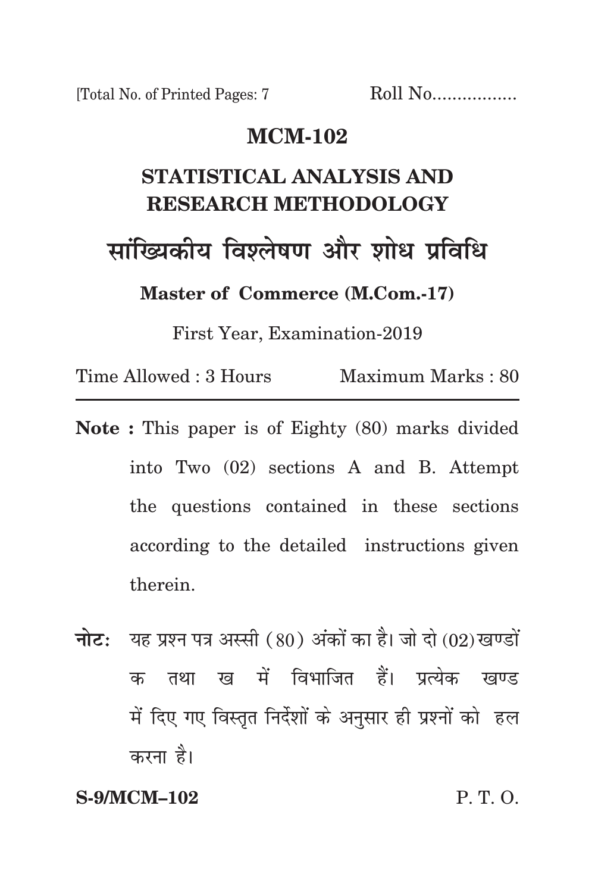[Total No. of Printed Pages: 7 Roll No.................

# MCM-102

## STATISTICAL ANALYSIS AND RESEARCH METHODOLOGY

## सांख्यिकीय विश्लेषण और शोध प्रविधि

**Master of Commerce (M.Com.-17)**

First Year, Examination-2019

Time Allowed : 3 Hours Maximum Marks : 80

---

**Note :** This paper is of Eighty (80) marks divided into Two (02) sections A and B. Attempt the questions contained in these sections according to the detailed instructions given therein.

**नोटः** यह प्रश्न पत्र अस्सी (80) अंकों का है। जो दो (02) खण्डों क तथा ख में विभाजित हैं। प्रत्येक खण्ड में दिए गए विस्तृत निर्देशों के अनुसार ही प्रश्नों को हल करना है।

**S-9/MCM–102** P. T. O.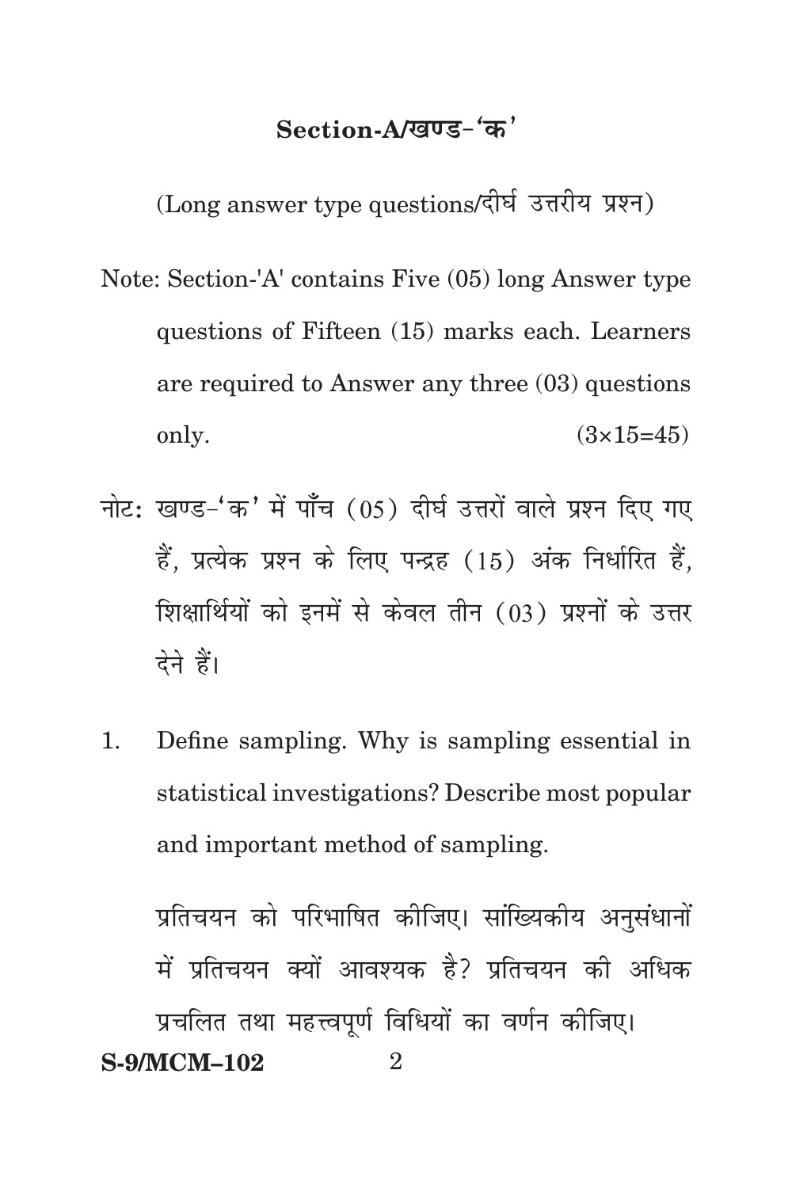## Section-A/खण्ड-'क'

(Long answer type questions/दीर्घ उत्तरीय प्रश्न)

Note: Section-'A' contains Five (05) long Answer type questions of Fifteen (15) marks each. Learners are required to Answer any three (03) questions only. (3×15=45)

नोट: खण्ड-'क' में पाँच (05) दीर्घ उत्तरों वाले प्रश्न दिए गए हैं, प्रत्येक प्रश्न के लिए पन्द्रह (15) अंक निर्धारित हैं, शिक्षार्थियों को इनमें से केवल तीन (03) प्रश्नों के उत्तर देने हैं।

1. Define sampling. Why is sampling essential in statistical investigations? Describe most popular and important method of sampling.

   प्रतिचयन को परिभाषित कीजिए। सांख्यिकीय अनुसंधानों में प्रतिचयन क्यों आवश्यक है? प्रतिचयन की अधिक प्रचलित तथा महत्त्वपूर्ण विधियों का वर्णन कीजिए।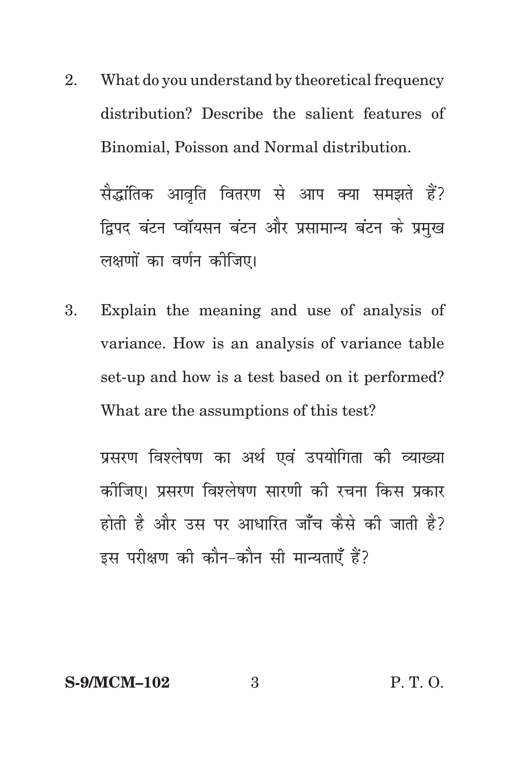2. What do you understand by theoretical frequency distribution? Describe the salient features of Binomial, Poisson and Normal distribution.

   सैद्धांतिक आवृति वितरण से आप क्या समझते हैं? द्विपद बंटन प्वॉयसन बंटन और प्रसामान्य बंटन के प्रमुख लक्षणों का वर्णन कीजिए।

3. Explain the meaning and use of analysis of variance. How is an analysis of variance table set-up and how is a test based on it performed? What are the assumptions of this test?

   प्रसरण विश्लेषण का अर्थ एवं उपयोगिता की व्याख्या कीजिए। प्रसरण विश्लेषण सारणी की रचना किस प्रकार होती है और उस पर आधारित जाँच कैसे की जाती है? इस परीक्षण की कौन-कौन सी मान्यताएँ हैं?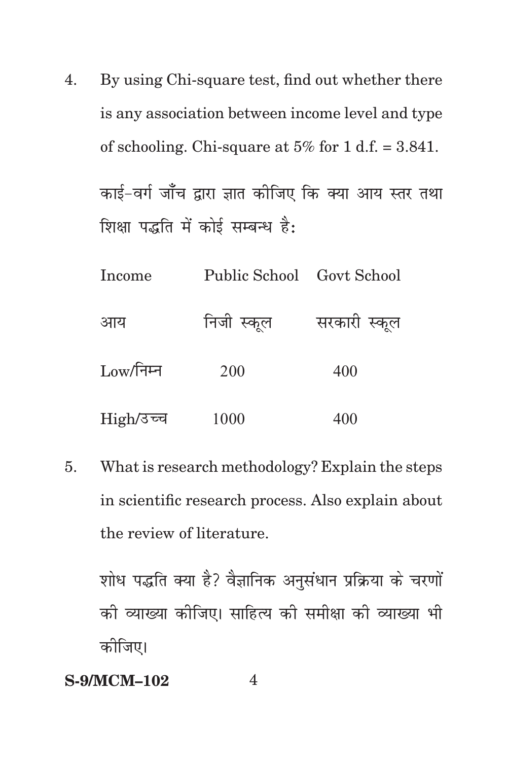4. By using Chi-square test, find out whether there is any association between income level and type of schooling. Chi-square at 5% for 1 d.f. = 3.841.

   काई-वर्ग जाँच द्वारा ज्ञात कीजिए कि क्या आय स्तर तथा शिक्षा पद्धति में कोई सम्बन्ध है:

| Income<br>आय | Public School<br>निजी स्कूल | Govt School<br>सरकारी स्कूल |
|---|---|---|
| Low/निम्न | 200 | 400 |
| High/उच्च | 1000 | 400 |

5. What is research methodology? Explain the steps in scientific research process. Also explain about the review of literature.

   शोध पद्धति क्या है? वैज्ञानिक अनुसंधान प्रक्रिया के चरणों की व्याख्या कीजिए। साहित्य की समीक्षा की व्याख्या भी कीजिए।

S-9/MCM–102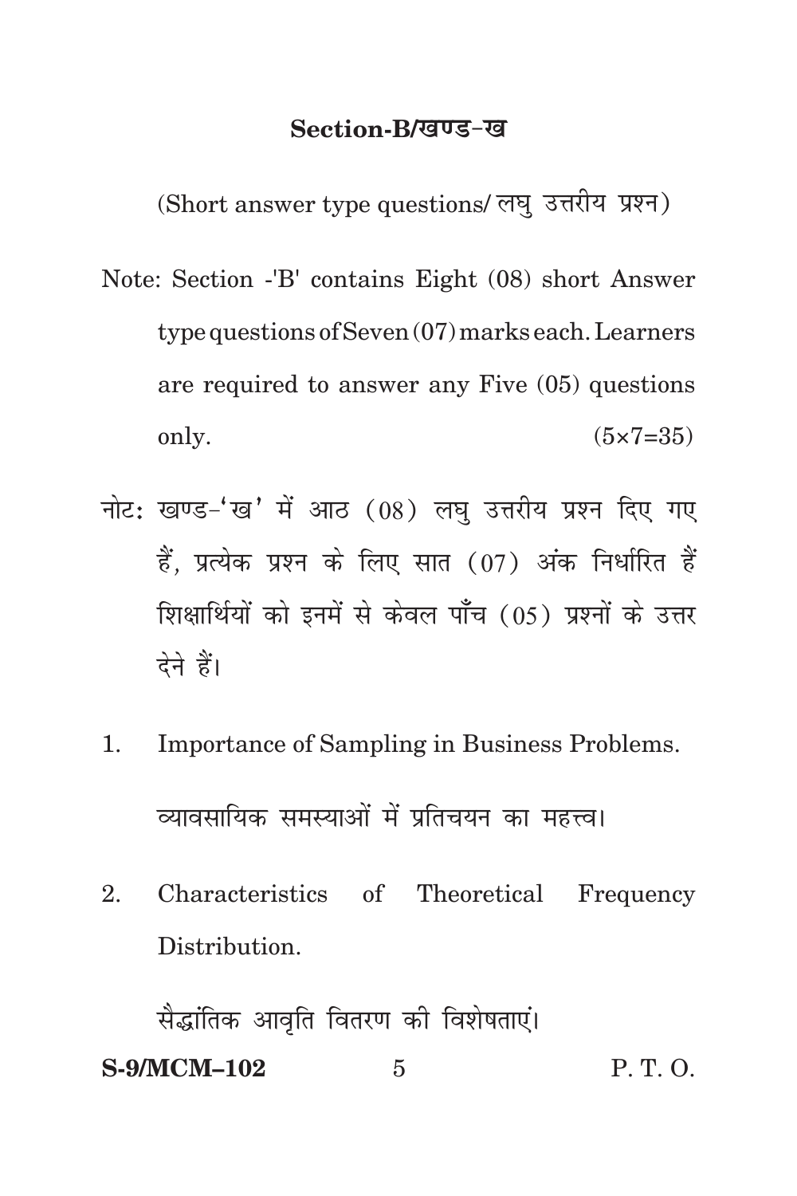## Section-B/खण्ड-ख

(Short answer type questions/ लघु उत्तरीय प्रश्न)

Note: Section -'B' contains Eight (08) short Answer type questions of Seven (07) marks each. Learners are required to answer any Five (05) questions only. (5×7=35)

नोट: खण्ड-'ख' में आठ (08) लघु उत्तरीय प्रश्न दिए गए हैं, प्रत्येक प्रश्न के लिए सात (07) अंक निर्धारित हैं शिक्षार्थियों को इनमें से केवल पाँच (05) प्रश्नों के उत्तर देने हैं।

1. Importance of Sampling in Business Problems.

   व्यावसायिक समस्याओं में प्रतिचयन का महत्त्व।

2. Characteristics of Theoretical Frequency Distribution.

   सैद्धांतिक आवृति वितरण की विशेषताएं।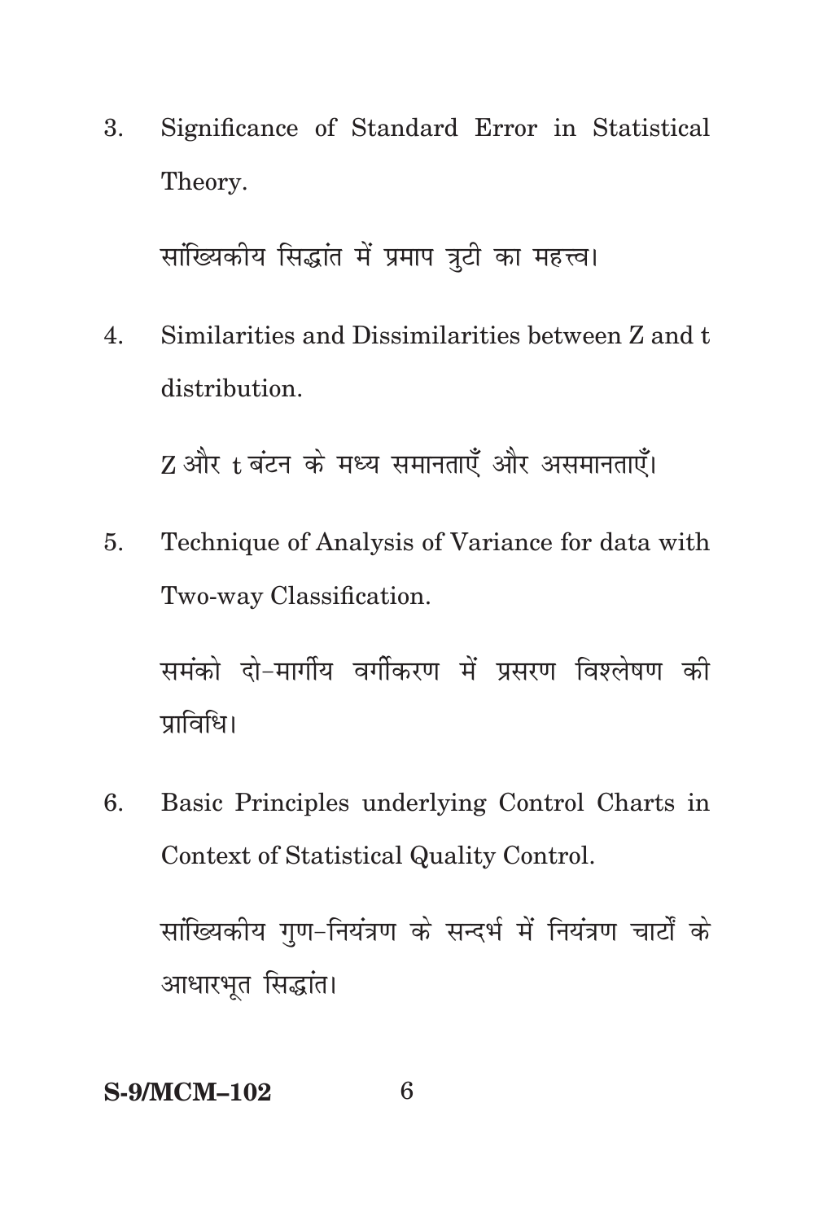3. Significance of Standard Error in Statistical Theory.

   सांख्यिकीय सिद्धांत में प्रमाप त्रुटी का महत्त्व।

4. Similarities and Dissimilarities between Z and t distribution.

   Z और t बंटन के मध्य समानताएँ और असमानताएँ।

5. Technique of Analysis of Variance for data with Two-way Classification.

   समंको दो-मार्गीय वर्गीकरण में प्रसरण विश्लेषण की प्राविधि।

6. Basic Principles underlying Control Charts in Context of Statistical Quality Control.

   सांख्यिकीय गुण-नियंत्रण के सन्दर्भ में नियंत्रण चार्टों के आधारभूत सिद्धांत।

**S-9/MCM–102**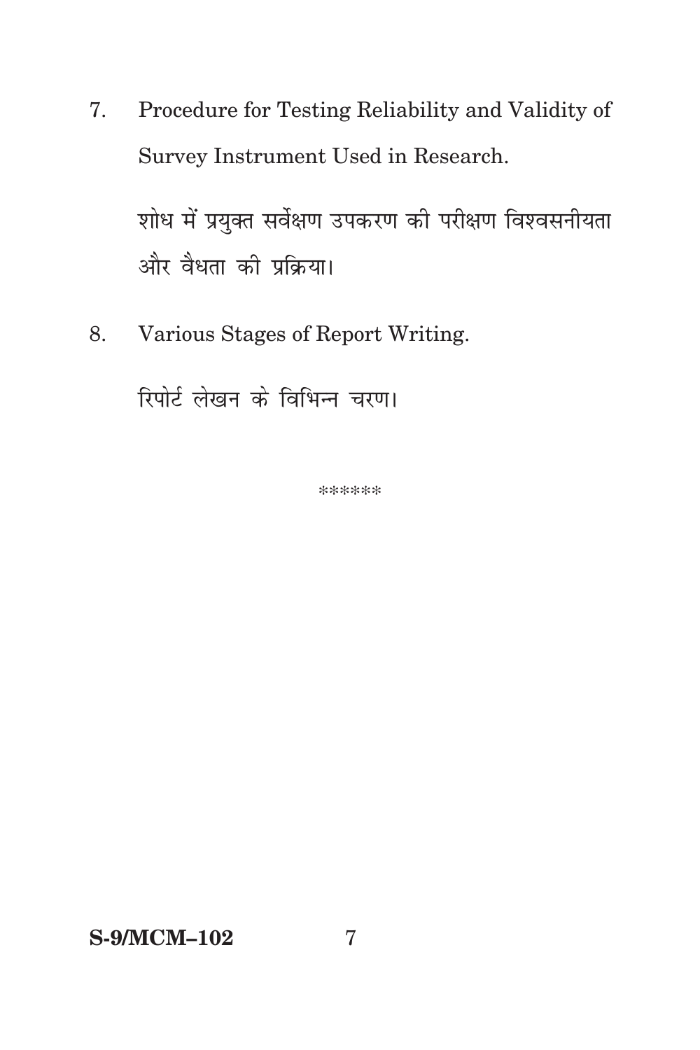7. Procedure for Testing Reliability and Validity of Survey Instrument Used in Research.

   शोध में प्रयुक्त सर्वेक्षण उपकरण की परीक्षण विश्वसनीयता और वैधता की प्रक्रिया।

8. Various Stages of Report Writing.

   रिपोर्ट लेखन के विभिन्न चरण।

******